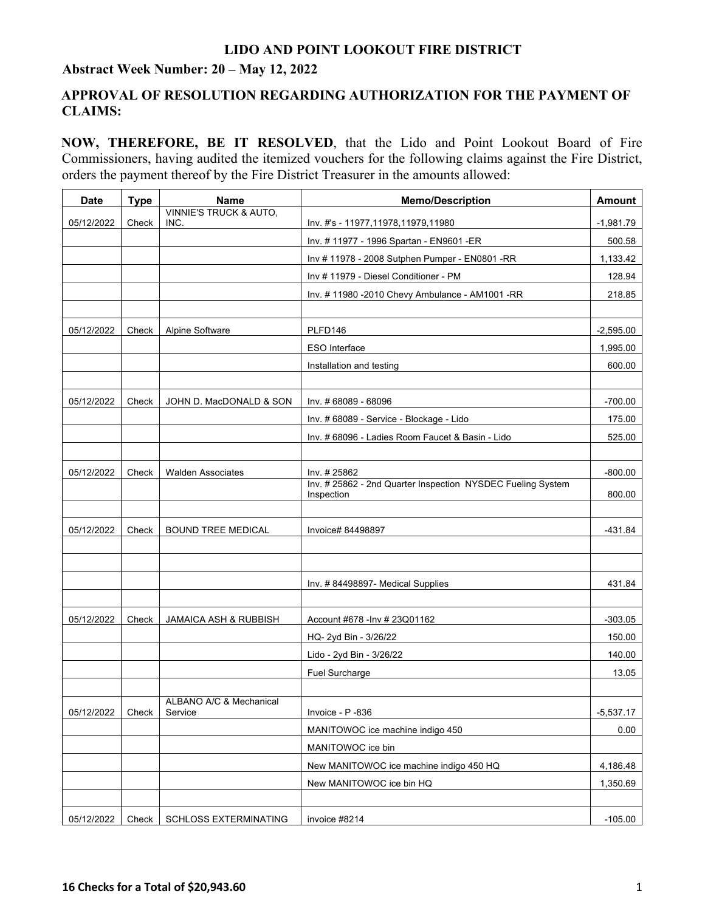**LIDO AND POINT LOOKOUT FIRE DISTRICT**

**Abstract Week Number: 20 – May 12, 2022**

**APPROVAL OF RESOLUTION REGARDING AUTHORIZATION FOR THE PAYMENT OF CLAIMS:**

**NOW, THEREFORE, BE IT RESOLVED**, that the Lido and Point Lookout Board of Fire Commissioners, having audited the itemized vouchers for the following claims against the Fire District, orders the payment thereof by the Fire District Treasurer in the amounts allowed:

| Date | Type | Name | Memo/Description | Amount |
|---|---|---|---|---|
| 05/12/2022 | Check | VINNIE'S TRUCK & AUTO, INC. | Inv. #'s - 11977,11978,11979,11980 | -1,981.79 |
| | | | Inv. # 11977 - 1996 Spartan - EN9601 -ER | 500.58 |
| | | | Inv # 11978 - 2008 Sutphen Pumper - EN0801 -RR | 1,133.42 |
| | | | Inv # 11979 - Diesel Conditioner - PM | 128.94 |
| | | | Inv. # 11980 -2010 Chevy Ambulance - AM1001 -RR | 218.85 |
| | | | | |
| 05/12/2022 | Check | Alpine Software | PLFD146 | -2,595.00 |
| | | | ESO Interface | 1,995.00 |
| | | | Installation and testing | 600.00 |
| | | | | |
| 05/12/2022 | Check | JOHN D. MacDONALD & SON | Inv. # 68089 - 68096 | -700.00 |
| | | | Inv. # 68089 - Service - Blockage - Lido | 175.00 |
| | | | Inv. # 68096 - Ladies Room Faucet & Basin - Lido | 525.00 |
| | | | | |
| 05/12/2022 | Check | Walden Associates | Inv. # 25862 | -800.00 |
| | | | Inv. # 25862 - 2nd Quarter Inspection NYSDEC Fueling System Inspection | 800.00 |
| | | | | |
| 05/12/2022 | Check | BOUND TREE MEDICAL | Invoice# 84498897 | -431.84 |
| | | | | |
| | | | | |
| | | | Inv. # 84498897- Medical Supplies | 431.84 |
| | | | | |
| 05/12/2022 | Check | JAMAICA ASH & RUBBISH | Account #678 -Inv # 23Q01162 | -303.05 |
| | | | HQ- 2yd Bin - 3/26/22 | 150.00 |
| | | | Lido - 2yd Bin - 3/26/22 | 140.00 |
| | | | Fuel Surcharge | 13.05 |
| | | | | |
| 05/12/2022 | Check | ALBANO A/C & Mechanical Service | Invoice - P -836 | -5,537.17 |
| | | | MANITOWOC ice machine indigo 450 | 0.00 |
| | | | MANITOWOC ice bin | |
| | | | New MANITOWOC ice machine indigo 450 HQ | 4,186.48 |
| | | | New MANITOWOC ice bin HQ | 1,350.69 |
| | | | | |
| 05/12/2022 | Check | SCHLOSS EXTERMINATING | invoice #8214 | -105.00 |

**16 Checks for a Total of $20,943.60**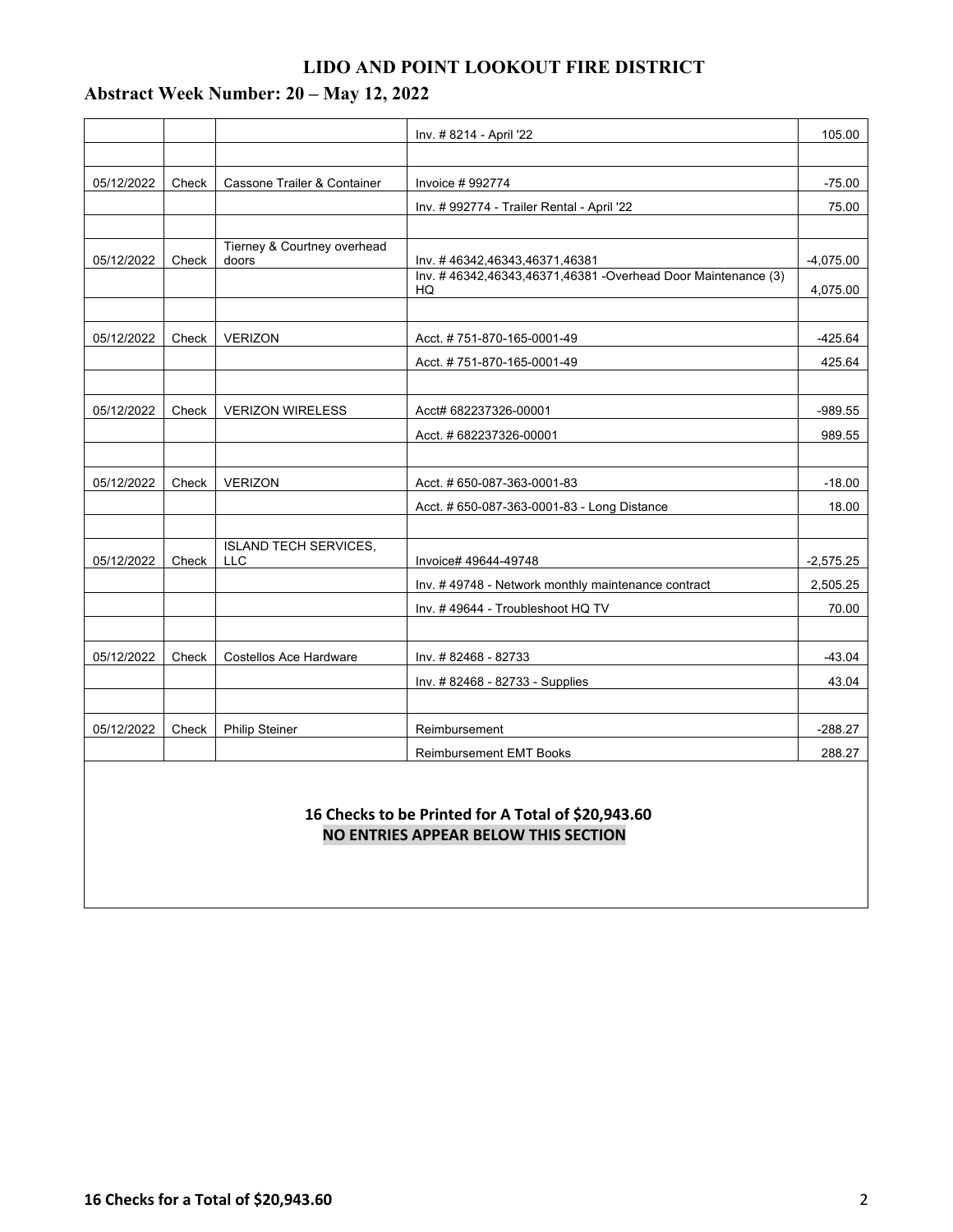# LIDO AND POINT LOOKOUT FIRE DISTRICT

## Abstract Week Number: 20 – May 12, 2022

| | | | | |
|---|---|---|---|---|
| | | | Inv. # 8214 - April '22 | 105.00 |
| | | | | |
| 05/12/2022 | Check | Cassone Trailer & Container | Invoice # 992774 | -75.00 |
| | | | Inv. # 992774 - Trailer Rental - April '22 | 75.00 |
| | | | | |
| 05/12/2022 | Check | Tierney & Courtney overhead doors | Inv. # 46342,46343,46371,46381 | -4,075.00 |
| | | | Inv. # 46342,46343,46371,46381 -Overhead Door Maintenance (3) HQ | 4,075.00 |
| | | | | |
| 05/12/2022 | Check | VERIZON | Acct. # 751-870-165-0001-49 | -425.64 |
| | | | Acct. # 751-870-165-0001-49 | 425.64 |
| | | | | |
| 05/12/2022 | Check | VERIZON WIRELESS | Acct# 682237326-00001 | -989.55 |
| | | | Acct. # 682237326-00001 | 989.55 |
| | | | | |
| 05/12/2022 | Check | VERIZON | Acct. # 650-087-363-0001-83 | -18.00 |
| | | | Acct. # 650-087-363-0001-83 - Long Distance | 18.00 |
| | | | | |
| 05/12/2022 | Check | ISLAND TECH SERVICES, LLC | Invoice# 49644-49748 | -2,575.25 |
| | | | Inv. # 49748 - Network monthly maintenance contract | 2,505.25 |
| | | | Inv. # 49644 - Troubleshoot HQ TV | 70.00 |
| | | | | |
| 05/12/2022 | Check | Costellos Ace Hardware | Inv. # 82468 - 82733 | -43.04 |
| | | | Inv. # 82468 - 82733 - Supplies | 43.04 |
| | | | | |
| 05/12/2022 | Check | Philip Steiner | Reimbursement | -288.27 |
| | | | Reimbursement EMT Books | 288.27 |

**16 Checks to be Printed for A Total of $20,943.60**

**NO ENTRIES APPEAR BELOW THIS SECTION**

**16 Checks for a Total of $20,943.60**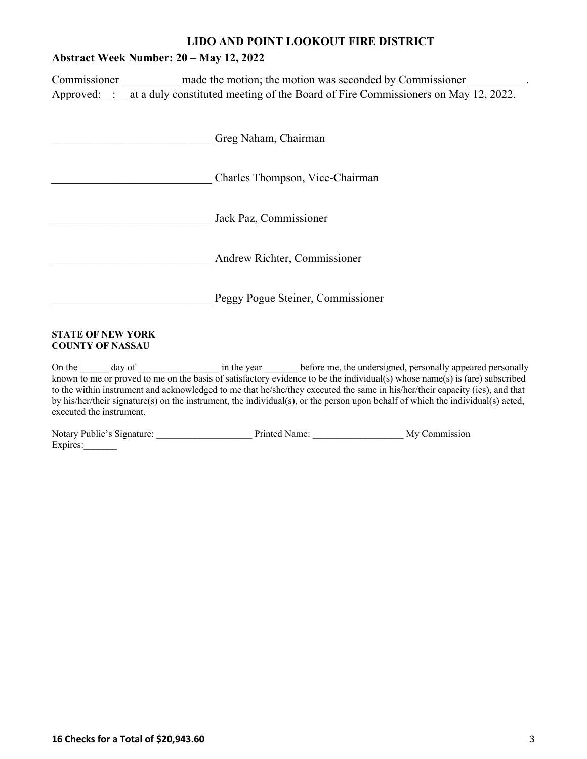# LIDO AND POINT LOOKOUT FIRE DISTRICT

**Abstract Week Number: 20 – May 12, 2022**

Commissioner __________ made the motion; the motion was seconded by Commissioner __________. Approved:__:__ at a duly constituted meeting of the Board of Fire Commissioners on May 12, 2022.

____________________________ Greg Naham, Chairman

____________________________ Charles Thompson, Vice-Chairman

____________________________ Jack Paz, Commissioner

____________________________ Andrew Richter, Commissioner

____________________________ Peggy Pogue Steiner, Commissioner

**STATE OF NEW YORK**
**COUNTY OF NASSAU**

On the ______ day of _________________ in the year _______ before me, the undersigned, personally appeared personally known to me or proved to me on the basis of satisfactory evidence to be the individual(s) whose name(s) is (are) subscribed to the within instrument and acknowledged to me that he/she/they executed the same in his/her/their capacity (ies), and that by his/her/their signature(s) on the instrument, the individual(s), or the person upon behalf of which the individual(s) acted, executed the instrument.

Notary Public's Signature: ____________________ Printed Name: ___________________ My Commission Expires:_______